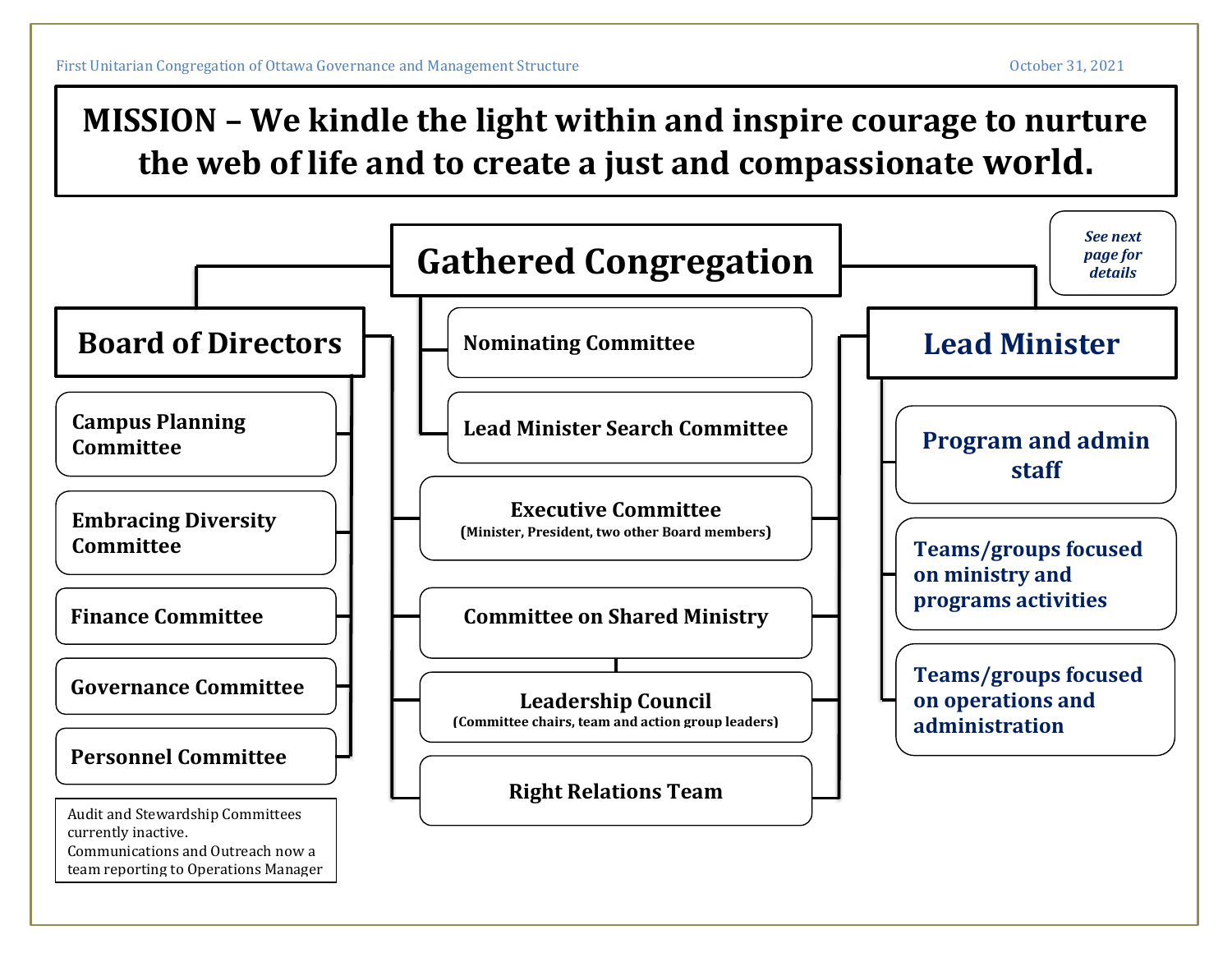# MISSION – We kindle the light within and inspire courage to nurture the web of life and to create a just and compassionate world.

## Gathered Congregation

*See next page for details*

### Board of Directors

- Campus Planning Committee
- Embracing Diversity Committee
- Finance Committee
- Governance Committee
- Personnel Committee

Audit and Stewardship Committees currently inactive.
Communications and Outreach now a team reporting to Operations Manager

### Reporting to Gathered Congregation

- Nominating Committee
- Lead Minister Search Committee

### Reporting to Board of Directors and Lead Minister

- **Executive Committee** (Minister, President, two other Board members)
- **Committee on Shared Ministry**
- **Leadership Council** (Committee chairs, team and action group leaders)
- **Right Relations Team**

### Lead Minister

- Program and admin staff
- Teams/groups focused on ministry and programs activities
- Teams/groups focused on operations and administration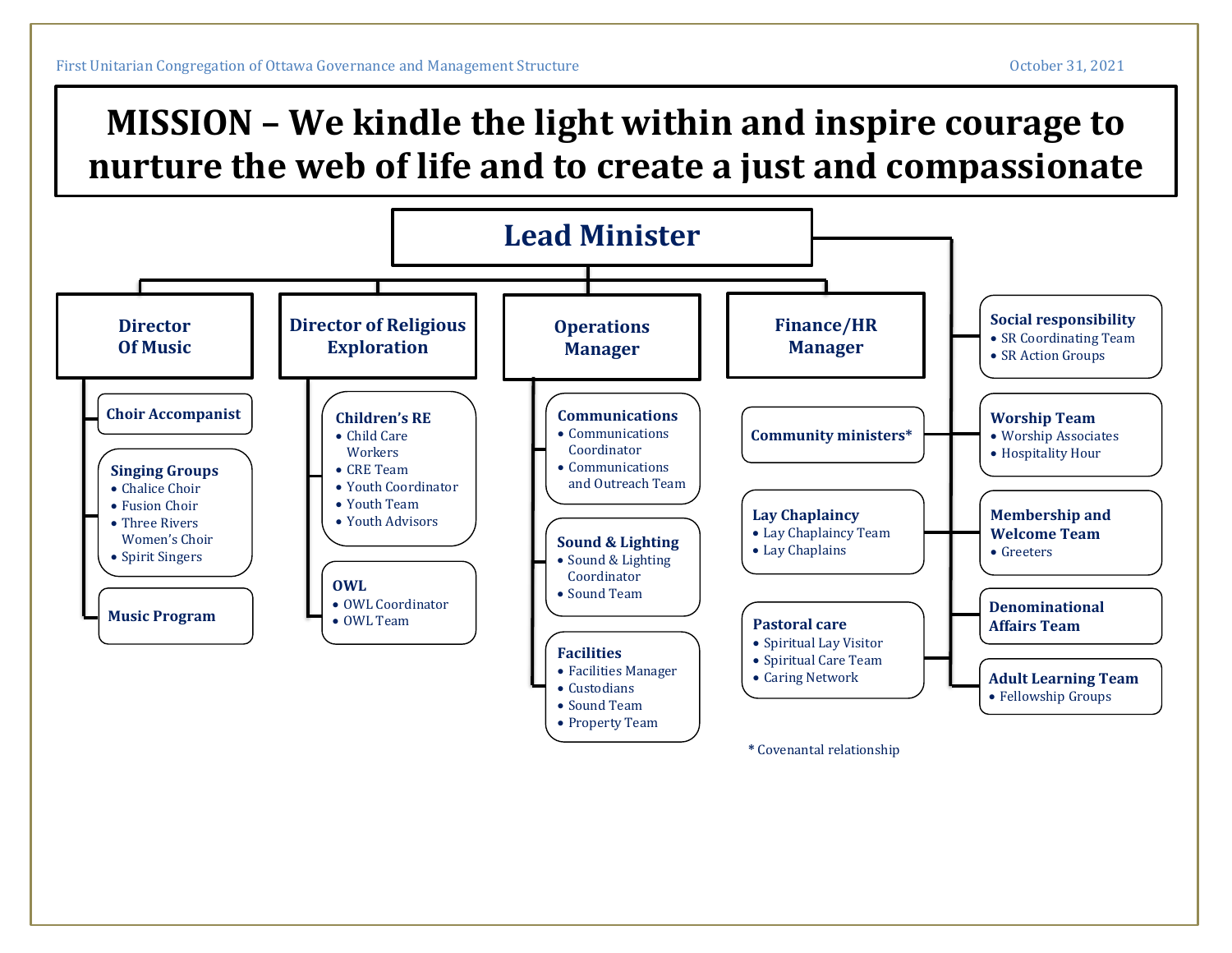# MISSION – We kindle the light within and inspire courage to nurture the web of life and to create a just and compassionate

## Lead Minister

### Director Of Music

- **Choir Accompanist**
- **Singing Groups**
  - Chalice Choir
  - Fusion Choir
  - Three Rivers Women's Choir
  - Spirit Singers
- **Music Program**

### Director of Religious Exploration

- **Children's RE**
  - Child Care Workers
  - CRE Team
  - Youth Coordinator
  - Youth Team
  - Youth Advisors
- **OWL**
  - OWL Coordinator
  - OWL Team

### Operations Manager

- **Communications**
  - Communications Coordinator
  - Communications and Outreach Team
- **Sound & Lighting**
  - Sound & Lighting Coordinator
  - Sound Team
- **Facilities**
  - Facilities Manager
  - Custodians
  - Sound Team
  - Property Team

### Finance/HR Manager

### Reporting directly to the Lead Minister

- **Community ministers***
- **Lay Chaplaincy**
  - Lay Chaplaincy Team
  - Lay Chaplains
- **Pastoral care**
  - Spiritual Lay Visitor
  - Spiritual Care Team
  - Caring Network
- **Social responsibility**
  - SR Coordinating Team
  - SR Action Groups
- **Worship Team**
  - Worship Associates
  - Hospitality Hour
- **Membership and Welcome Team**
  - Greeters
- **Denominational Affairs Team**
- **Adult Learning Team**
  - Fellowship Groups

\* Covenantal relationship